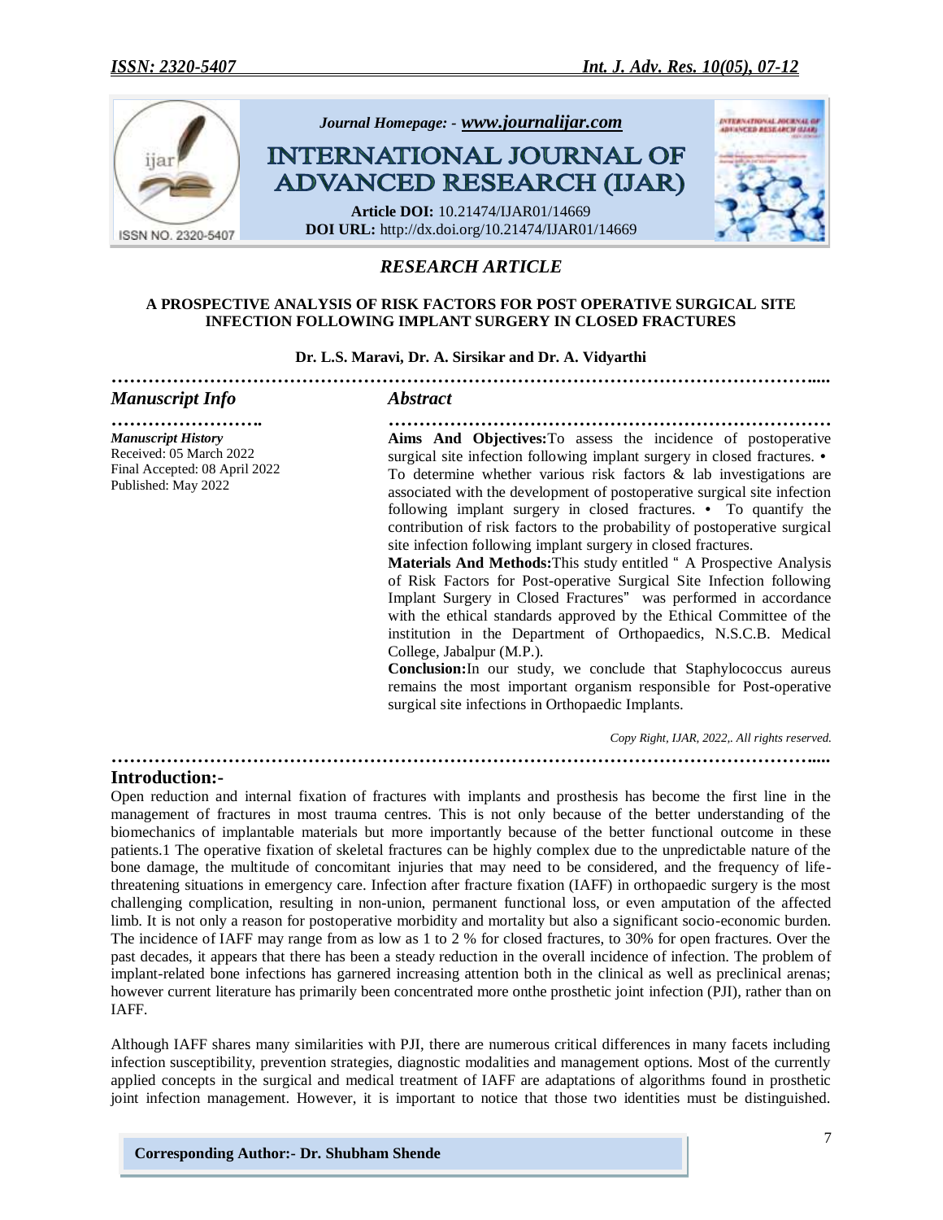Journal Homepage: - www.journalijar.com

# INTERNATIONAL JOURNAL OF ADVANCED RESEARCH (IJAR)

**Article DOI:** 10.21474/IJAR01/14669
**DOI URL:** http://dx.doi.org/10.21474/IJAR01/14669

## *RESEARCH ARTICLE*

### A PROSPECTIVE ANALYSIS OF RISK FACTORS FOR POST OPERATIVE SURGICAL SITE INFECTION FOLLOWING IMPLANT SURGERY IN CLOSED FRACTURES

**Dr. L.S. Maravi, Dr. A. Sirsikar and Dr. A. Vidyarthi**

### *Manuscript Info*

***Manuscript History***
Received: 05 March 2022
Final Accepted: 08 April 2022
Published: May 2022

### *Abstract*

**Aims And Objectives:**To assess the incidence of postoperative surgical site infection following implant surgery in closed fractures. • To determine whether various risk factors & lab investigations are associated with the development of postoperative surgical site infection following implant surgery in closed fractures. • To quantify the contribution of risk factors to the probability of postoperative surgical site infection following implant surgery in closed fractures.

**Materials And Methods:**This study entitled " A Prospective Analysis of Risk Factors for Post-operative Surgical Site Infection following Implant Surgery in Closed Fractures" was performed in accordance with the ethical standards approved by the Ethical Committee of the institution in the Department of Orthopaedics, N.S.C.B. Medical College, Jabalpur (M.P.).

**Conclusion:**In our study, we conclude that Staphylococcus aureus remains the most important organism responsible for Post-operative surgical site infections in Orthopaedic Implants.

*Copy Right, IJAR, 2022,. All rights reserved.*

## Introduction:-

Open reduction and internal fixation of fractures with implants and prosthesis has become the first line in the management of fractures in most trauma centres. This is not only because of the better understanding of the biomechanics of implantable materials but more importantly because of the better functional outcome in these patients.1 The operative fixation of skeletal fractures can be highly complex due to the unpredictable nature of the bone damage, the multitude of concomitant injuries that may need to be considered, and the frequency of life-threatening situations in emergency care. Infection after fracture fixation (IAFF) in orthopaedic surgery is the most challenging complication, resulting in non-union, permanent functional loss, or even amputation of the affected limb. It is not only a reason for postoperative morbidity and mortality but also a significant socio-economic burden. The incidence of IAFF may range from as low as 1 to 2 % for closed fractures, to 30% for open fractures. Over the past decades, it appears that there has been a steady reduction in the overall incidence of infection. The problem of implant-related bone infections has garnered increasing attention both in the clinical as well as preclinical arenas; however current literature has primarily been concentrated more onthe prosthetic joint infection (PJI), rather than on IAFF.

Although IAFF shares many similarities with PJI, there are numerous critical differences in many facets including infection susceptibility, prevention strategies, diagnostic modalities and management options. Most of the currently applied concepts in the surgical and medical treatment of IAFF are adaptations of algorithms found in prosthetic joint infection management. However, it is important to notice that those two identities must be distinguished.

**Corresponding Author:- Dr. Shubham Shende**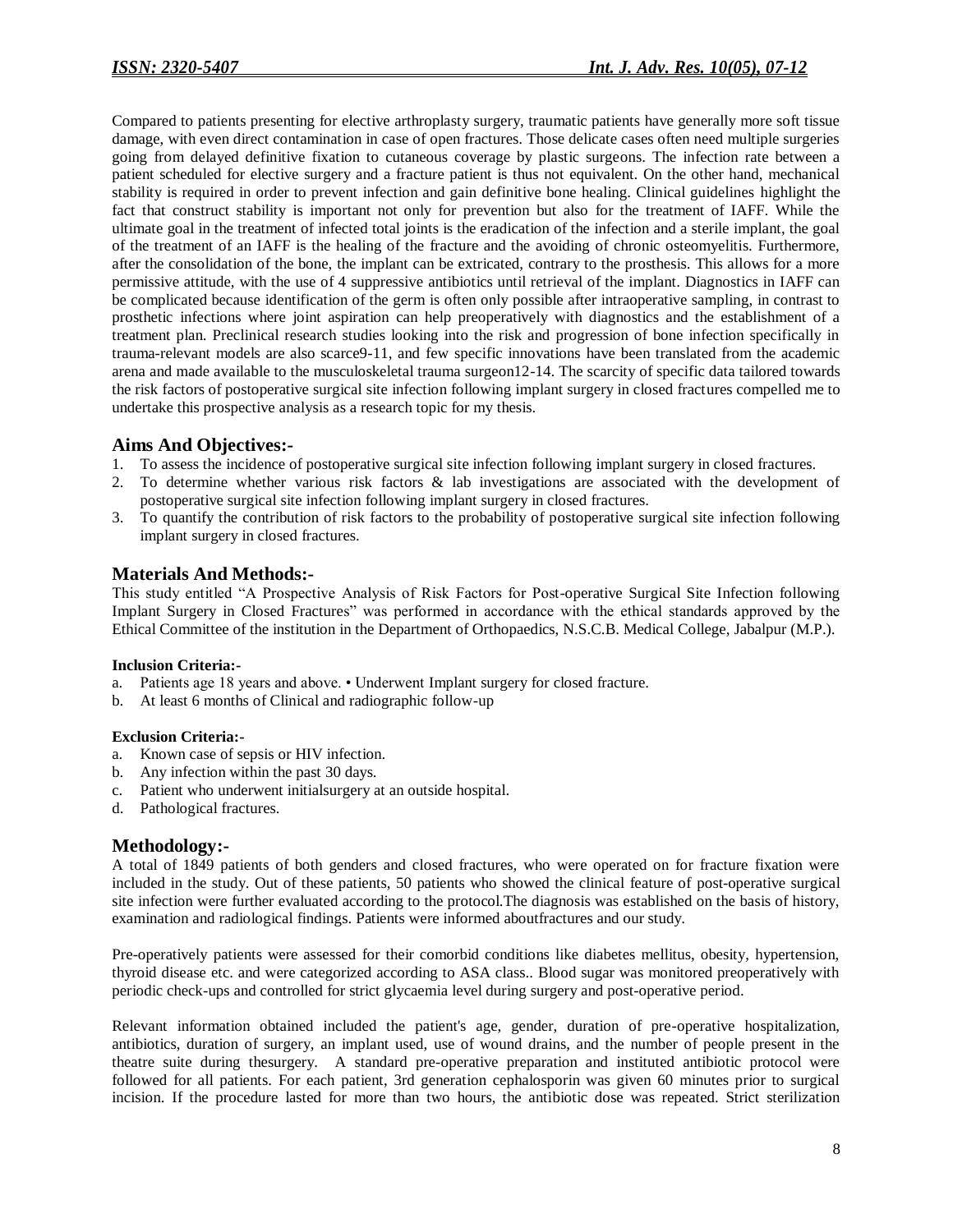Compared to patients presenting for elective arthroplasty surgery, traumatic patients have generally more soft tissue damage, with even direct contamination in case of open fractures. Those delicate cases often need multiple surgeries going from delayed definitive fixation to cutaneous coverage by plastic surgeons. The infection rate between a patient scheduled for elective surgery and a fracture patient is thus not equivalent. On the other hand, mechanical stability is required in order to prevent infection and gain definitive bone healing. Clinical guidelines highlight the fact that construct stability is important not only for prevention but also for the treatment of IAFF. While the ultimate goal in the treatment of infected total joints is the eradication of the infection and a sterile implant, the goal of the treatment of an IAFF is the healing of the fracture and the avoiding of chronic osteomyelitis. Furthermore, after the consolidation of the bone, the implant can be extricated, contrary to the prosthesis. This allows for a more permissive attitude, with the use of 4 suppressive antibiotics until retrieval of the implant. Diagnostics in IAFF can be complicated because identification of the germ is often only possible after intraoperative sampling, in contrast to prosthetic infections where joint aspiration can help preoperatively with diagnostics and the establishment of a treatment plan. Preclinical research studies looking into the risk and progression of bone infection specifically in trauma-relevant models are also scarce[9-11], and few specific innovations have been translated from the academic arena and made available to the musculoskeletal trauma surgeon[12-14]. The scarcity of specific data tailored towards the risk factors of postoperative surgical site infection following implant surgery in closed fractures compelled me to undertake this prospective analysis as a research topic for my thesis.

## Aims And Objectives:-

1. To assess the incidence of postoperative surgical site infection following implant surgery in closed fractures.
2. To determine whether various risk factors & lab investigations are associated with the development of postoperative surgical site infection following implant surgery in closed fractures.
3. To quantify the contribution of risk factors to the probability of postoperative surgical site infection following implant surgery in closed fractures.

## Materials And Methods:-

This study entitled "A Prospective Analysis of Risk Factors for Post-operative Surgical Site Infection following Implant Surgery in Closed Fractures" was performed in accordance with the ethical standards approved by the Ethical Committee of the institution in the Department of Orthopaedics, N.S.C.B. Medical College, Jabalpur (M.P.).

#### Inclusion Criteria:-

a. Patients age 18 years and above. • Underwent Implant surgery for closed fracture.
b. At least 6 months of Clinical and radiographic follow-up

#### Exclusion Criteria:-

a. Known case of sepsis or HIV infection.
b. Any infection within the past 30 days.
c. Patient who underwent initialsurgery at an outside hospital.
d. Pathological fractures.

## Methodology:-

A total of 1849 patients of both genders and closed fractures, who were operated on for fracture fixation were included in the study. Out of these patients, 50 patients who showed the clinical feature of post-operative surgical site infection were further evaluated according to the protocol.The diagnosis was established on the basis of history, examination and radiological findings. Patients were informed aboutfractures and our study.

Pre-operatively patients were assessed for their comorbid conditions like diabetes mellitus, obesity, hypertension, thyroid disease etc. and were categorized according to ASA class.. Blood sugar was monitored preoperatively with periodic check-ups and controlled for strict glycaemia level during surgery and post-operative period.

Relevant information obtained included the patient's age, gender, duration of pre-operative hospitalization, antibiotics, duration of surgery, an implant used, use of wound drains, and the number of people present in the theatre suite during thesurgery. A standard pre-operative preparation and instituted antibiotic protocol were followed for all patients. For each patient, 3rd generation cephalosporin was given 60 minutes prior to surgical incision. If the procedure lasted for more than two hours, the antibiotic dose was repeated. Strict sterilization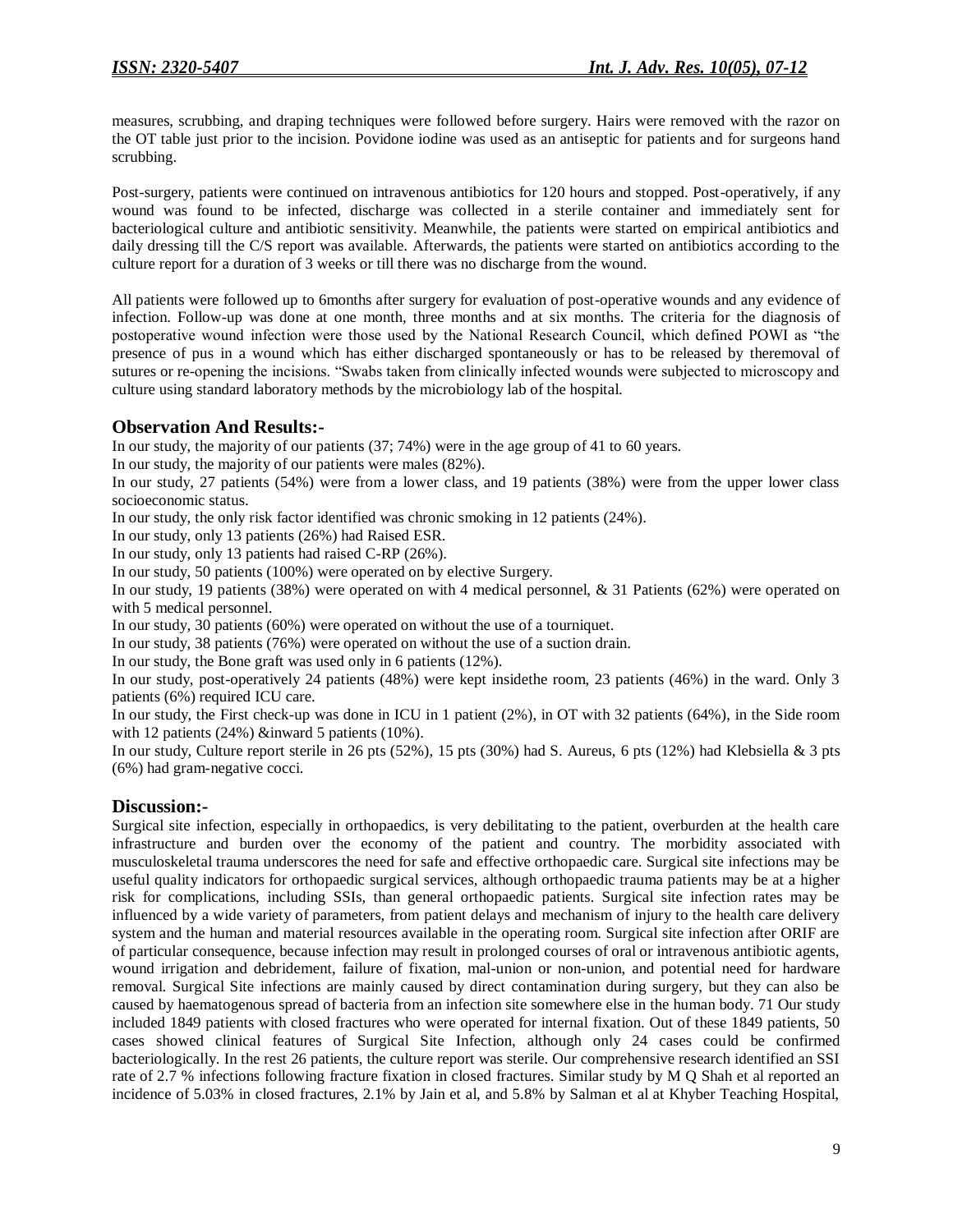measures, scrubbing, and draping techniques were followed before surgery. Hairs were removed with the razor on the OT table just prior to the incision. Povidone iodine was used as an antiseptic for patients and for surgeons hand scrubbing.

Post-surgery, patients were continued on intravenous antibiotics for 120 hours and stopped. Post-operatively, if any wound was found to be infected, discharge was collected in a sterile container and immediately sent for bacteriological culture and antibiotic sensitivity. Meanwhile, the patients were started on empirical antibiotics and daily dressing till the C/S report was available. Afterwards, the patients were started on antibiotics according to the culture report for a duration of 3 weeks or till there was no discharge from the wound.

All patients were followed up to 6months after surgery for evaluation of post-operative wounds and any evidence of infection. Follow-up was done at one month, three months and at six months. The criteria for the diagnosis of postoperative wound infection were those used by the National Research Council, which defined POWI as "the presence of pus in a wound which has either discharged spontaneously or has to be released by theremoval of sutures or re-opening the incisions. "Swabs taken from clinically infected wounds were subjected to microscopy and culture using standard laboratory methods by the microbiology lab of the hospital.

## Observation And Results:-

In our study, the majority of our patients (37; 74%) were in the age group of 41 to 60 years.

In our study, the majority of our patients were males (82%).

In our study, 27 patients (54%) were from a lower class, and 19 patients (38%) were from the upper lower class socioeconomic status.

In our study, the only risk factor identified was chronic smoking in 12 patients (24%).

In our study, only 13 patients (26%) had Raised ESR.

In our study, only 13 patients had raised C-RP (26%).

In our study, 50 patients (100%) were operated on by elective Surgery.

In our study, 19 patients (38%) were operated on with 4 medical personnel, & 31 Patients (62%) were operated on with 5 medical personnel.

In our study, 30 patients (60%) were operated on without the use of a tourniquet.

In our study, 38 patients (76%) were operated on without the use of a suction drain.

In our study, the Bone graft was used only in 6 patients (12%).

In our study, post-operatively 24 patients (48%) were kept insidethe room, 23 patients (46%) in the ward. Only 3 patients (6%) required ICU care.

In our study, the First check-up was done in ICU in 1 patient (2%), in OT with 32 patients (64%), in the Side room with 12 patients (24%) &inward 5 patients (10%).

In our study, Culture report sterile in 26 pts (52%), 15 pts (30%) had S. Aureus, 6 pts (12%) had Klebsiella & 3 pts (6%) had gram-negative cocci.

## Discussion:-

Surgical site infection, especially in orthopaedics, is very debilitating to the patient, overburden at the health care infrastructure and burden over the economy of the patient and country. The morbidity associated with musculoskeletal trauma underscores the need for safe and effective orthopaedic care. Surgical site infections may be useful quality indicators for orthopaedic surgical services, although orthopaedic trauma patients may be at a higher risk for complications, including SSIs, than general orthopaedic patients. Surgical site infection rates may be influenced by a wide variety of parameters, from patient delays and mechanism of injury to the health care delivery system and the human and material resources available in the operating room. Surgical site infection after ORIF are of particular consequence, because infection may result in prolonged courses of oral or intravenous antibiotic agents, wound irrigation and debridement, failure of fixation, mal-union or non-union, and potential need for hardware removal. Surgical Site infections are mainly caused by direct contamination during surgery, but they can also be caused by haematogenous spread of bacteria from an infection site somewhere else in the human body. 71 Our study included 1849 patients with closed fractures who were operated for internal fixation. Out of these 1849 patients, 50 cases showed clinical features of Surgical Site Infection, although only 24 cases could be confirmed bacteriologically. In the rest 26 patients, the culture report was sterile. Our comprehensive research identified an SSI rate of 2.7 % infections following fracture fixation in closed fractures. Similar study by M Q Shah et al reported an incidence of 5.03% in closed fractures, 2.1% by Jain et al, and 5.8% by Salman et al at Khyber Teaching Hospital,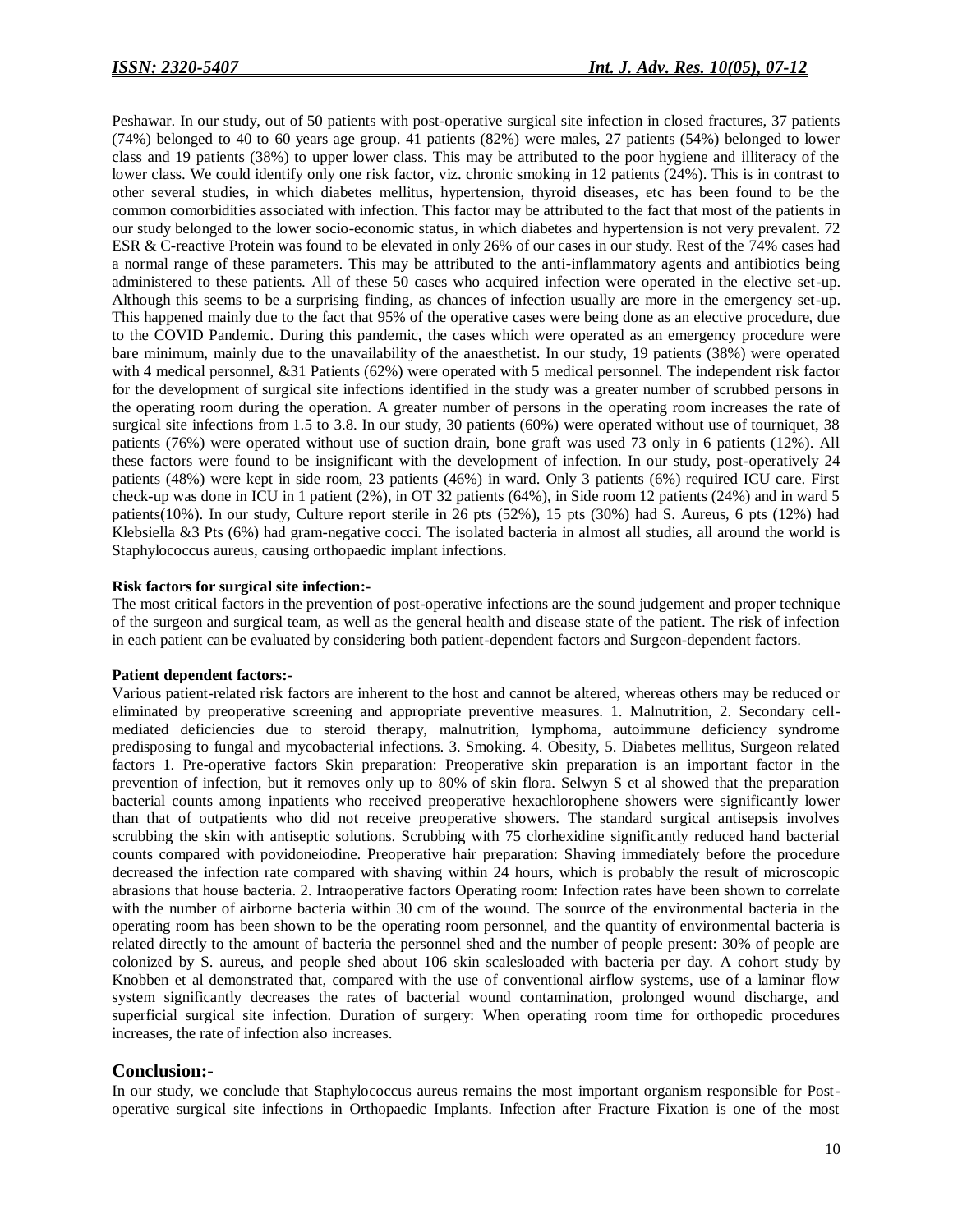Peshawar. In our study, out of 50 patients with post-operative surgical site infection in closed fractures, 37 patients (74%) belonged to 40 to 60 years age group. 41 patients (82%) were males, 27 patients (54%) belonged to lower class and 19 patients (38%) to upper lower class. This may be attributed to the poor hygiene and illiteracy of the lower class. We could identify only one risk factor, viz. chronic smoking in 12 patients (24%). This is in contrast to other several studies, in which diabetes mellitus, hypertension, thyroid diseases, etc has been found to be the common comorbidities associated with infection. This factor may be attributed to the fact that most of the patients in our study belonged to the lower socio-economic status, in which diabetes and hypertension is not very prevalent. 72 ESR & C-reactive Protein was found to be elevated in only 26% of our cases in our study. Rest of the 74% cases had a normal range of these parameters. This may be attributed to the anti-inflammatory agents and antibiotics being administered to these patients. All of these 50 cases who acquired infection were operated in the elective set-up. Although this seems to be a surprising finding, as chances of infection usually are more in the emergency set-up. This happened mainly due to the fact that 95% of the operative cases were being done as an elective procedure, due to the COVID Pandemic. During this pandemic, the cases which were operated as an emergency procedure were bare minimum, mainly due to the unavailability of the anaesthetist. In our study, 19 patients (38%) were operated with 4 medical personnel, &31 Patients (62%) were operated with 5 medical personnel. The independent risk factor for the development of surgical site infections identified in the study was a greater number of scrubbed persons in the operating room during the operation. A greater number of persons in the operating room increases the rate of surgical site infections from 1.5 to 3.8. In our study, 30 patients (60%) were operated without use of tourniquet, 38 patients (76%) were operated without use of suction drain, bone graft was used 73 only in 6 patients (12%). All these factors were found to be insignificant with the development of infection. In our study, post-operatively 24 patients (48%) were kept in side room, 23 patients (46%) in ward. Only 3 patients (6%) required ICU care. First check-up was done in ICU in 1 patient (2%), in OT 32 patients (64%), in Side room 12 patients (24%) and in ward 5 patients(10%). In our study, Culture report sterile in 26 pts (52%), 15 pts (30%) had S. Aureus, 6 pts (12%) had Klebsiella &3 Pts (6%) had gram-negative cocci. The isolated bacteria in almost all studies, all around the world is Staphylococcus aureus, causing orthopaedic implant infections.

**Risk factors for surgical site infection:-**

The most critical factors in the prevention of post-operative infections are the sound judgement and proper technique of the surgeon and surgical team, as well as the general health and disease state of the patient. The risk of infection in each patient can be evaluated by considering both patient-dependent factors and Surgeon-dependent factors.

**Patient dependent factors:-**

Various patient-related risk factors are inherent to the host and cannot be altered, whereas others may be reduced or eliminated by preoperative screening and appropriate preventive measures. 1. Malnutrition, 2. Secondary cell-mediated deficiencies due to steroid therapy, malnutrition, lymphoma, autoimmune deficiency syndrome predisposing to fungal and mycobacterial infections. 3. Smoking. 4. Obesity, 5. Diabetes mellitus, Surgeon related factors 1. Pre-operative factors Skin preparation: Preoperative skin preparation is an important factor in the prevention of infection, but it removes only up to 80% of skin flora. Selwyn S et al showed that the preparation bacterial counts among inpatients who received preoperative hexachlorophene showers were significantly lower than that of outpatients who did not receive preoperative showers. The standard surgical antisepsis involves scrubbing the skin with antiseptic solutions. Scrubbing with 75 clorhexidine significantly reduced hand bacterial counts compared with povidoneiodine. Preoperative hair preparation: Shaving immediately before the procedure decreased the infection rate compared with shaving within 24 hours, which is probably the result of microscopic abrasions that house bacteria. 2. Intraoperative factors Operating room: Infection rates have been shown to correlate with the number of airborne bacteria within 30 cm of the wound. The source of the environmental bacteria in the operating room has been shown to be the operating room personnel, and the quantity of environmental bacteria is related directly to the amount of bacteria the personnel shed and the number of people present: 30% of people are colonized by S. aureus, and people shed about 106 skin scalesloaded with bacteria per day. A cohort study by Knobben et al demonstrated that, compared with the use of conventional airflow systems, use of a laminar flow system significantly decreases the rates of bacterial wound contamination, prolonged wound discharge, and superficial surgical site infection. Duration of surgery: When operating room time for orthopedic procedures increases, the rate of infection also increases.

## Conclusion:-

In our study, we conclude that Staphylococcus aureus remains the most important organism responsible for Post-operative surgical site infections in Orthopaedic Implants. Infection after Fracture Fixation is one of the most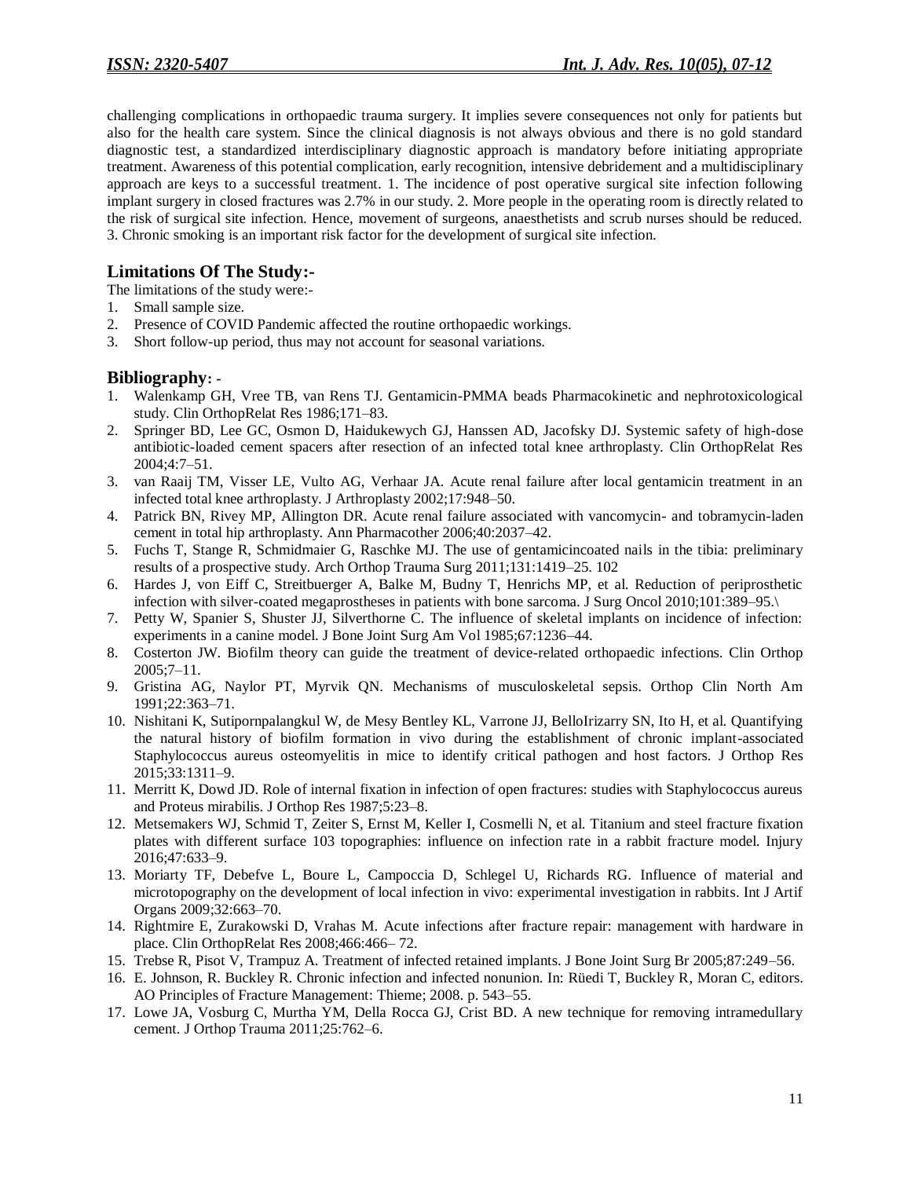challenging complications in orthopaedic trauma surgery. It implies severe consequences not only for patients but also for the health care system. Since the clinical diagnosis is not always obvious and there is no gold standard diagnostic test, a standardized interdisciplinary diagnostic approach is mandatory before initiating appropriate treatment. Awareness of this potential complication, early recognition, intensive debridement and a multidisciplinary approach are keys to a successful treatment. 1. The incidence of post operative surgical site infection following implant surgery in closed fractures was 2.7% in our study. 2. More people in the operating room is directly related to the risk of surgical site infection. Hence, movement of surgeons, anaesthetists and scrub nurses should be reduced. 3. Chronic smoking is an important risk factor for the development of surgical site infection.

## Limitations Of The Study:-

The limitations of the study were:-

1. Small sample size.
2. Presence of COVID Pandemic affected the routine orthopaedic workings.
3. Short follow-up period, thus may not account for seasonal variations.

## Bibliography: -

1. Walenkamp GH, Vree TB, van Rens TJ. Gentamicin-PMMA beads Pharmacokinetic and nephrotoxicological study. Clin OrthopRelat Res 1986;171–83.
2. Springer BD, Lee GC, Osmon D, Haidukewych GJ, Hanssen AD, Jacofsky DJ. Systemic safety of high-dose antibiotic-loaded cement spacers after resection of an infected total knee arthroplasty. Clin OrthopRelat Res 2004;4:7–51.
3. van Raaij TM, Visser LE, Vulto AG, Verhaar JA. Acute renal failure after local gentamicin treatment in an infected total knee arthroplasty. J Arthroplasty 2002;17:948–50.
4. Patrick BN, Rivey MP, Allington DR. Acute renal failure associated with vancomycin- and tobramycin-laden cement in total hip arthroplasty. Ann Pharmacother 2006;40:2037–42.
5. Fuchs T, Stange R, Schmidmaier G, Raschke MJ. The use of gentamicincoated nails in the tibia: preliminary results of a prospective study. Arch Orthop Trauma Surg 2011;131:1419–25. 102
6. Hardes J, von Eiff C, Streitbuerger A, Balke M, Budny T, Henrichs MP, et al. Reduction of periprosthetic infection with silver-coated megaprostheses in patients with bone sarcoma. J Surg Oncol 2010;101:389–95.\
7. Petty W, Spanier S, Shuster JJ, Silverthorne C. The influence of skeletal implants on incidence of infection: experiments in a canine model. J Bone Joint Surg Am Vol 1985;67:1236–44.
8. Costerton JW. Biofilm theory can guide the treatment of device-related orthopaedic infections. Clin Orthop 2005;7–11.
9. Gristina AG, Naylor PT, Myrvik QN. Mechanisms of musculoskeletal sepsis. Orthop Clin North Am 1991;22:363–71.
10. Nishitani K, Sutipornpalangkul W, de Mesy Bentley KL, Varrone JJ, BelloIrizarry SN, Ito H, et al. Quantifying the natural history of biofilm formation in vivo during the establishment of chronic implant-associated Staphylococcus aureus osteomyelitis in mice to identify critical pathogen and host factors. J Orthop Res 2015;33:1311–9.
11. Merritt K, Dowd JD. Role of internal fixation in infection of open fractures: studies with Staphylococcus aureus and Proteus mirabilis. J Orthop Res 1987;5:23–8.
12. Metsemakers WJ, Schmid T, Zeiter S, Ernst M, Keller I, Cosmelli N, et al. Titanium and steel fracture fixation plates with different surface 103 topographies: influence on infection rate in a rabbit fracture model. Injury 2016;47:633–9.
13. Moriarty TF, Debefve L, Boure L, Campoccia D, Schlegel U, Richards RG. Influence of material and microtopography on the development of local infection in vivo: experimental investigation in rabbits. Int J Artif Organs 2009;32:663–70.
14. Rightmire E, Zurakowski D, Vrahas M. Acute infections after fracture repair: management with hardware in place. Clin OrthopRelat Res 2008;466:466– 72.
15. Trebse R, Pisot V, Trampuz A. Treatment of infected retained implants. J Bone Joint Surg Br 2005;87:249–56.
16. E. Johnson, R. Buckley R. Chronic infection and infected nonunion. In: Rüedi T, Buckley R, Moran C, editors. AO Principles of Fracture Management: Thieme; 2008. p. 543–55.
17. Lowe JA, Vosburg C, Murtha YM, Della Rocca GJ, Crist BD. A new technique for removing intramedullary cement. J Orthop Trauma 2011;25:762–6.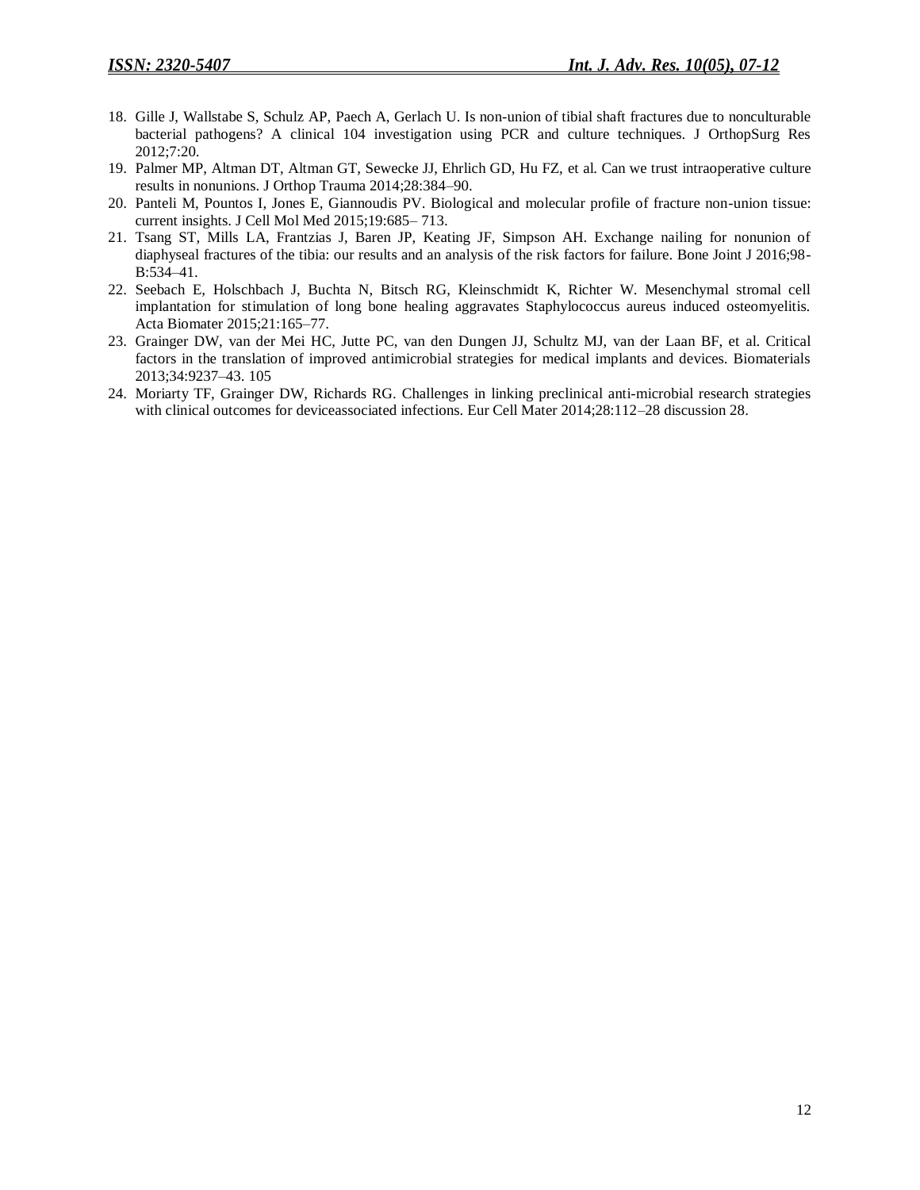18. Gille J, Wallstabe S, Schulz AP, Paech A, Gerlach U. Is non-union of tibial shaft fractures due to nonculturable bacterial pathogens? A clinical 104 investigation using PCR and culture techniques. J OrthopSurg Res 2012;7:20.
19. Palmer MP, Altman DT, Altman GT, Sewecke JJ, Ehrlich GD, Hu FZ, et al. Can we trust intraoperative culture results in nonunions. J Orthop Trauma 2014;28:384–90.
20. Panteli M, Pountos I, Jones E, Giannoudis PV. Biological and molecular profile of fracture non-union tissue: current insights. J Cell Mol Med 2015;19:685– 713.
21. Tsang ST, Mills LA, Frantzias J, Baren JP, Keating JF, Simpson AH. Exchange nailing for nonunion of diaphyseal fractures of the tibia: our results and an analysis of the risk factors for failure. Bone Joint J 2016;98-B:534–41.
22. Seebach E, Holschbach J, Buchta N, Bitsch RG, Kleinschmidt K, Richter W. Mesenchymal stromal cell implantation for stimulation of long bone healing aggravates Staphylococcus aureus induced osteomyelitis. Acta Biomater 2015;21:165–77.
23. Grainger DW, van der Mei HC, Jutte PC, van den Dungen JJ, Schultz MJ, van der Laan BF, et al. Critical factors in the translation of improved antimicrobial strategies for medical implants and devices. Biomaterials 2013;34:9237–43. 105
24. Moriarty TF, Grainger DW, Richards RG. Challenges in linking preclinical anti-microbial research strategies with clinical outcomes for deviceassociated infections. Eur Cell Mater 2014;28:112–28 discussion 28.